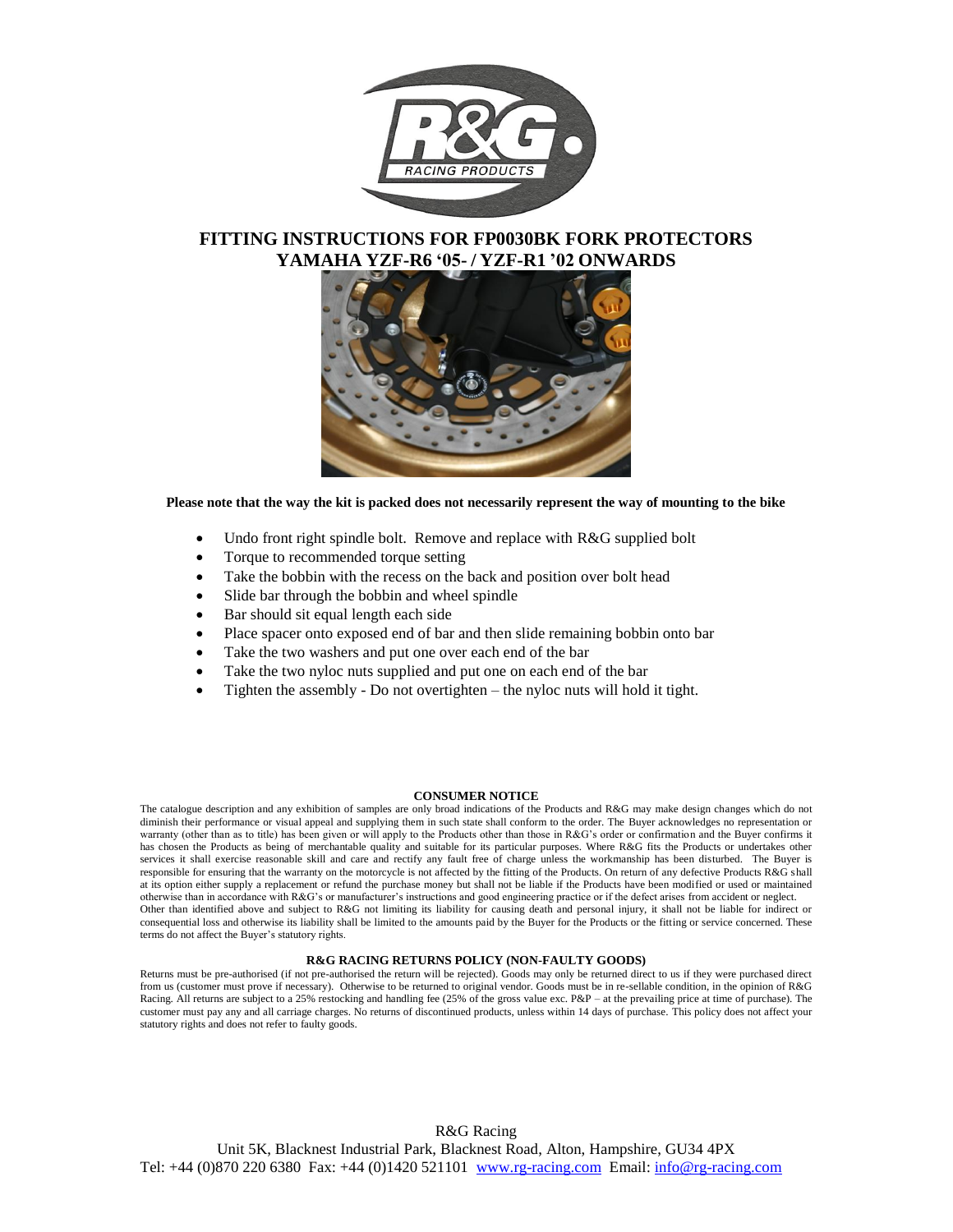# FITTING INSTRUCTIONS FOR FP0030BK FORK PROTECTORS YAMAHA YZF-R6 '05- / YZF-R1 '02 ONWARDS

**Please note that the way the kit is packed does not necessarily represent the way of mounting to the bike**

- Undo front right spindle bolt. Remove and replace with R&G supplied bolt
- Torque to recommended torque setting
- Take the bobbin with the recess on the back and position over bolt head
- Slide bar through the bobbin and wheel spindle
- Bar should sit equal length each side
- Place spacer onto exposed end of bar and then slide remaining bobbin onto bar
- Take the two washers and put one over each end of the bar
- Take the two nyloc nuts supplied and put one on each end of the bar
- Tighten the assembly - Do not overtighten – the nyloc nuts will hold it tight.

### CONSUMER NOTICE

The catalogue description and any exhibition of samples are only broad indications of the Products and R&G may make design changes which do not diminish their performance or visual appeal and supplying them in such state shall conform to the order. The Buyer acknowledges no representation or warranty (other than as to title) has been given or will apply to the Products other than those in R&G's order or confirmation and the Buyer confirms it has chosen the Products as being of merchantable quality and suitable for its particular purposes. Where R&G fits the Products or undertakes other services it shall exercise reasonable skill and care and rectify any fault free of charge unless the workmanship has been disturbed. The Buyer is responsible for ensuring that the warranty on the motorcycle is not affected by the fitting of the Products. On return of any defective Products R&G shall at its option either supply a replacement or refund the purchase money but shall not be liable if the Products have been modified or used or maintained otherwise than in accordance with R&G's or manufacturer's instructions and good engineering practice or if the defect arises from accident or neglect.
Other than identified above and subject to R&G not limiting its liability for causing death and personal injury, it shall not be liable for indirect or consequential loss and otherwise its liability shall be limited to the amounts paid by the Buyer for the Products or the fitting or service concerned. These terms do not affect the Buyer's statutory rights.

### R&G RACING RETURNS POLICY (NON-FAULTY GOODS)

Returns must be pre-authorised (if not pre-authorised the return will be rejected). Goods may only be returned direct to us if they were purchased direct from us (customer must prove if necessary). Otherwise to be returned to original vendor. Goods must be in re-sellable condition, in the opinion of R&G Racing. All returns are subject to a 25% restocking and handling fee (25% of the gross value exc. P&P – at the prevailing price at time of purchase). The customer must pay any and all carriage charges. No returns of discontinued products, unless within 14 days of purchase. This policy does not affect your statutory rights and does not refer to faulty goods.

R&G Racing
Unit 5K, Blacknest Industrial Park, Blacknest Road, Alton, Hampshire, GU34 4PX
Tel: +44 (0)870 220 6380 Fax: +44 (0)1420 521101 www.rg-racing.com Email: info@rg-racing.com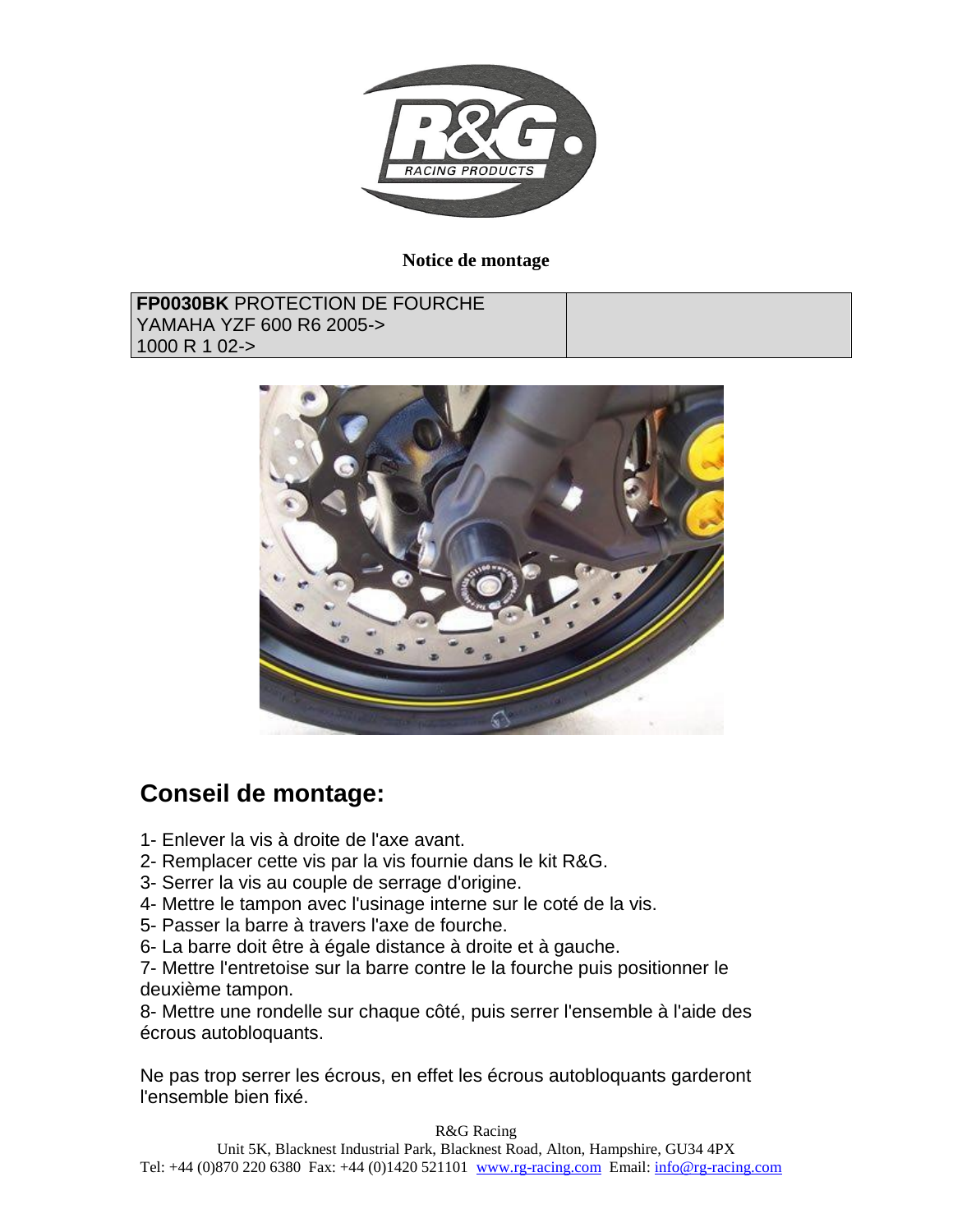**Notice de montage**

| | |
|---|---|
| **FP0030BK** PROTECTION DE FOURCHE<br>YAMAHA YZF 600 R6 2005-><br>1000 R 1 02-> | |

## Conseil de montage:

1- Enlever la vis à droite de l'axe avant.
2- Remplacer cette vis par la vis fournie dans le kit R&G.
3- Serrer la vis au couple de serrage d'origine.
4- Mettre le tampon avec l'usinage interne sur le coté de la vis.
5- Passer la barre à travers l'axe de fourche.
6- La barre doit être à égale distance à droite et à gauche.
7- Mettre l'entretoise sur la barre contre le la fourche puis positionner le deuxième tampon.
8- Mettre une rondelle sur chaque côté, puis serrer l'ensemble à l'aide des écrous autobloquants.

Ne pas trop serrer les écrous, en effet les écrous autobloquants garderont l'ensemble bien fixé.

R&G Racing
Unit 5K, Blacknest Industrial Park, Blacknest Road, Alton, Hampshire, GU34 4PX
Tel: +44 (0)870 220 6380 Fax: +44 (0)1420 521101 www.rg-racing.com Email: info@rg-racing.com